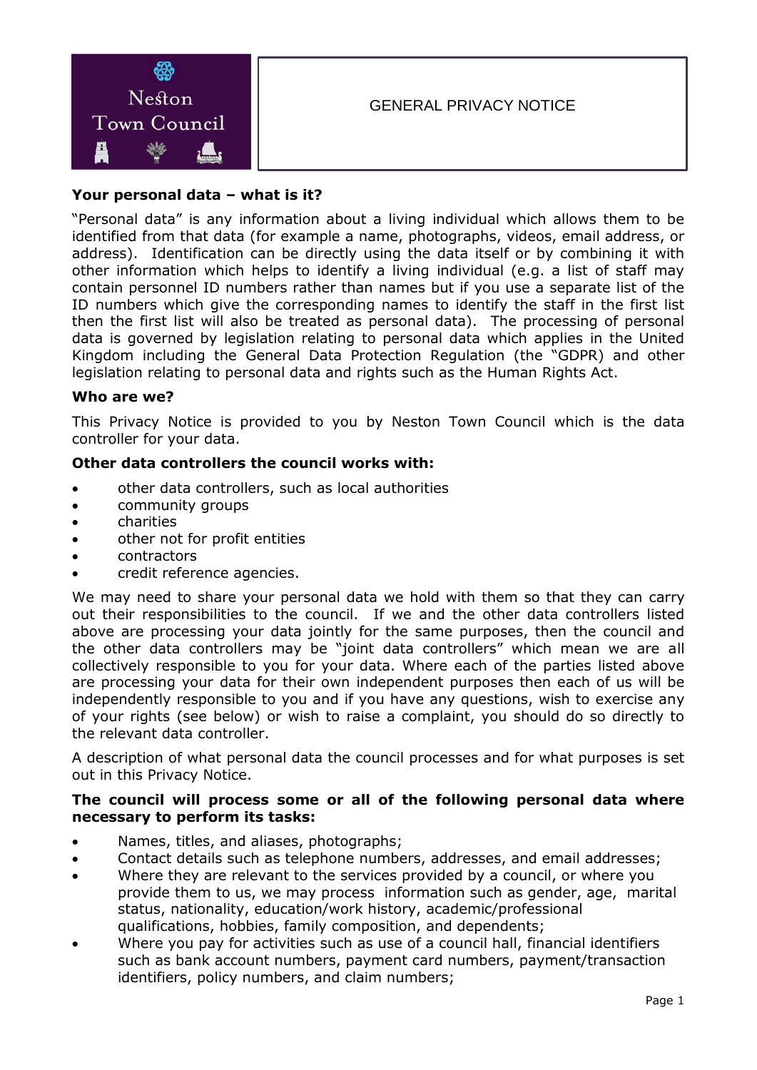Neston Town Council

# GENERAL PRIVACY NOTICE

**Your personal data – what is it?**

"Personal data" is any information about a living individual which allows them to be identified from that data (for example a name, photographs, videos, email address, or address). Identification can be directly using the data itself or by combining it with other information which helps to identify a living individual (e.g. a list of staff may contain personnel ID numbers rather than names but if you use a separate list of the ID numbers which give the corresponding names to identify the staff in the first list then the first list will also be treated as personal data). The processing of personal data is governed by legislation relating to personal data which applies in the United Kingdom including the General Data Protection Regulation (the "GDPR) and other legislation relating to personal data and rights such as the Human Rights Act.

**Who are we?**

This Privacy Notice is provided to you by Neston Town Council which is the data controller for your data.

**Other data controllers the council works with:**

- other data controllers, such as local authorities
- community groups
- charities
- other not for profit entities
- contractors
- credit reference agencies.

We may need to share your personal data we hold with them so that they can carry out their responsibilities to the council. If we and the other data controllers listed above are processing your data jointly for the same purposes, then the council and the other data controllers may be "joint data controllers" which mean we are all collectively responsible to you for your data. Where each of the parties listed above are processing your data for their own independent purposes then each of us will be independently responsible to you and if you have any questions, wish to exercise any of your rights (see below) or wish to raise a complaint, you should do so directly to the relevant data controller.

A description of what personal data the council processes and for what purposes is set out in this Privacy Notice.

**The council will process some or all of the following personal data where necessary to perform its tasks:**

- Names, titles, and aliases, photographs;
- Contact details such as telephone numbers, addresses, and email addresses;
- Where they are relevant to the services provided by a council, or where you provide them to us, we may process information such as gender, age, marital status, nationality, education/work history, academic/professional qualifications, hobbies, family composition, and dependents;
- Where you pay for activities such as use of a council hall, financial identifiers such as bank account numbers, payment card numbers, payment/transaction identifiers, policy numbers, and claim numbers;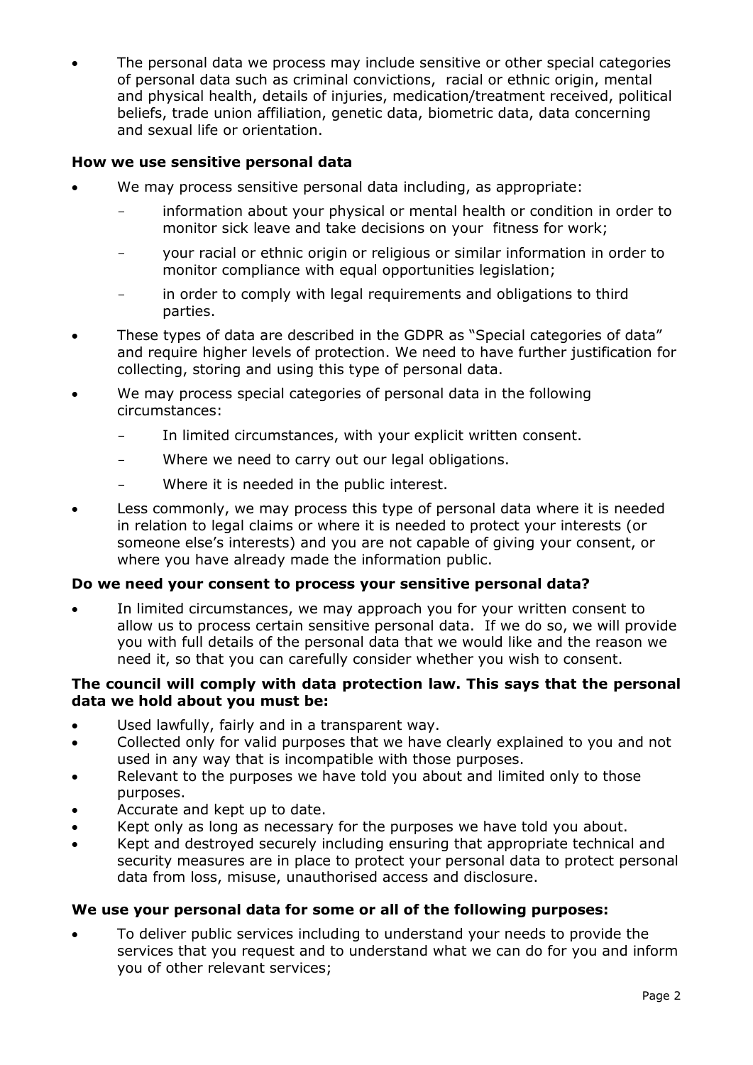- The personal data we process may include sensitive or other special categories of personal data such as criminal convictions, racial or ethnic origin, mental and physical health, details of injuries, medication/treatment received, political beliefs, trade union affiliation, genetic data, biometric data, data concerning and sexual life or orientation.

**How we use sensitive personal data**

- We may process sensitive personal data including, as appropriate:
  - information about your physical or mental health or condition in order to monitor sick leave and take decisions on your fitness for work;
  - your racial or ethnic origin or religious or similar information in order to monitor compliance with equal opportunities legislation;
  - in order to comply with legal requirements and obligations to third parties.
- These types of data are described in the GDPR as "Special categories of data" and require higher levels of protection. We need to have further justification for collecting, storing and using this type of personal data.
- We may process special categories of personal data in the following circumstances:
  - In limited circumstances, with your explicit written consent.
  - Where we need to carry out our legal obligations.
  - Where it is needed in the public interest.
- Less commonly, we may process this type of personal data where it is needed in relation to legal claims or where it is needed to protect your interests (or someone else's interests) and you are not capable of giving your consent, or where you have already made the information public.

**Do we need your consent to process your sensitive personal data?**

- In limited circumstances, we may approach you for your written consent to allow us to process certain sensitive personal data. If we do so, we will provide you with full details of the personal data that we would like and the reason we need it, so that you can carefully consider whether you wish to consent.

**The council will comply with data protection law. This says that the personal data we hold about you must be:**

- Used lawfully, fairly and in a transparent way.
- Collected only for valid purposes that we have clearly explained to you and not used in any way that is incompatible with those purposes.
- Relevant to the purposes we have told you about and limited only to those purposes.
- Accurate and kept up to date.
- Kept only as long as necessary for the purposes we have told you about.
- Kept and destroyed securely including ensuring that appropriate technical and security measures are in place to protect your personal data to protect personal data from loss, misuse, unauthorised access and disclosure.

**We use your personal data for some or all of the following purposes:**

- To deliver public services including to understand your needs to provide the services that you request and to understand what we can do for you and inform you of other relevant services;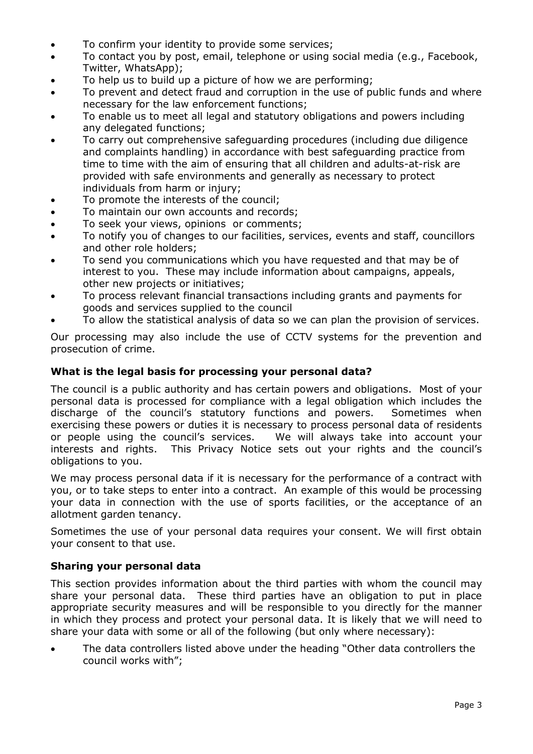- To confirm your identity to provide some services;
- To contact you by post, email, telephone or using social media (e.g., Facebook, Twitter, WhatsApp);
- To help us to build up a picture of how we are performing;
- To prevent and detect fraud and corruption in the use of public funds and where necessary for the law enforcement functions;
- To enable us to meet all legal and statutory obligations and powers including any delegated functions;
- To carry out comprehensive safeguarding procedures (including due diligence and complaints handling) in accordance with best safeguarding practice from time to time with the aim of ensuring that all children and adults-at-risk are provided with safe environments and generally as necessary to protect individuals from harm or injury;
- To promote the interests of the council;
- To maintain our own accounts and records;
- To seek your views, opinions or comments;
- To notify you of changes to our facilities, services, events and staff, councillors and other role holders;
- To send you communications which you have requested and that may be of interest to you. These may include information about campaigns, appeals, other new projects or initiatives;
- To process relevant financial transactions including grants and payments for goods and services supplied to the council
- To allow the statistical analysis of data so we can plan the provision of services.

Our processing may also include the use of CCTV systems for the prevention and prosecution of crime.

### What is the legal basis for processing your personal data?

The council is a public authority and has certain powers and obligations. Most of your personal data is processed for compliance with a legal obligation which includes the discharge of the council's statutory functions and powers. Sometimes when exercising these powers or duties it is necessary to process personal data of residents or people using the council's services. We will always take into account your interests and rights. This Privacy Notice sets out your rights and the council's obligations to you.

We may process personal data if it is necessary for the performance of a contract with you, or to take steps to enter into a contract. An example of this would be processing your data in connection with the use of sports facilities, or the acceptance of an allotment garden tenancy.

Sometimes the use of your personal data requires your consent. We will first obtain your consent to that use.

### Sharing your personal data

This section provides information about the third parties with whom the council may share your personal data. These third parties have an obligation to put in place appropriate security measures and will be responsible to you directly for the manner in which they process and protect your personal data. It is likely that we will need to share your data with some or all of the following (but only where necessary):

- The data controllers listed above under the heading "Other data controllers the council works with";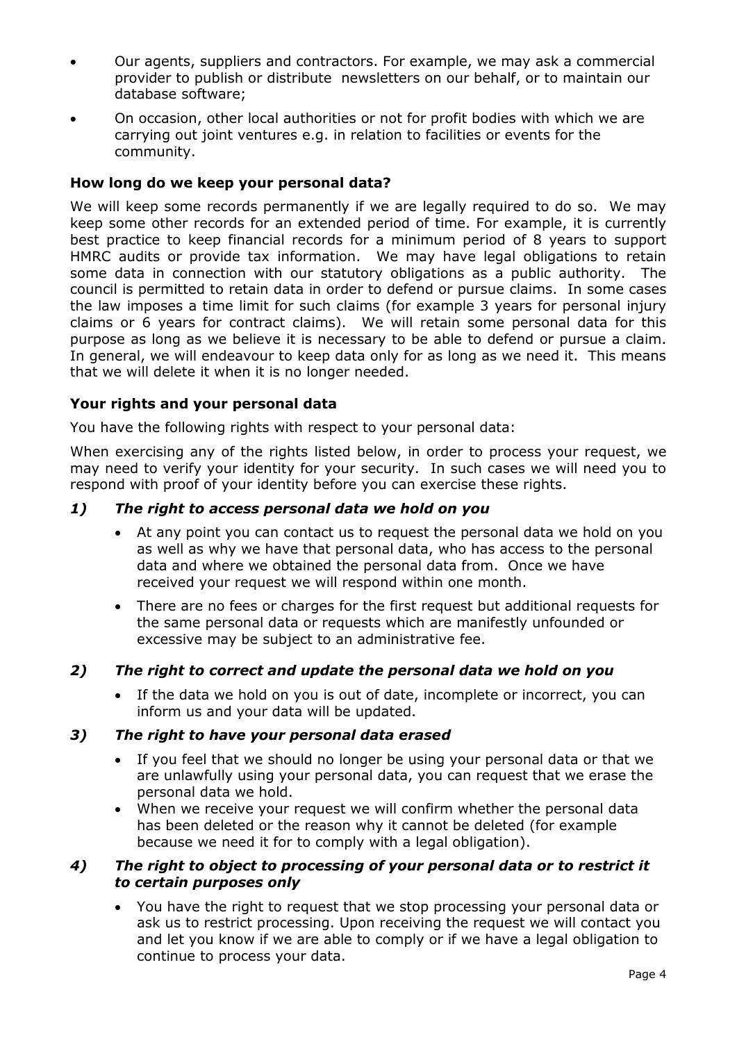- Our agents, suppliers and contractors. For example, we may ask a commercial provider to publish or distribute newsletters on our behalf, or to maintain our database software;
- On occasion, other local authorities or not for profit bodies with which we are carrying out joint ventures e.g. in relation to facilities or events for the community.

### How long do we keep your personal data?

We will keep some records permanently if we are legally required to do so. We may keep some other records for an extended period of time. For example, it is currently best practice to keep financial records for a minimum period of 8 years to support HMRC audits or provide tax information. We may have legal obligations to retain some data in connection with our statutory obligations as a public authority. The council is permitted to retain data in order to defend or pursue claims. In some cases the law imposes a time limit for such claims (for example 3 years for personal injury claims or 6 years for contract claims). We will retain some personal data for this purpose as long as we believe it is necessary to be able to defend or pursue a claim. In general, we will endeavour to keep data only for as long as we need it. This means that we will delete it when it is no longer needed.

### Your rights and your personal data

You have the following rights with respect to your personal data:

When exercising any of the rights listed below, in order to process your request, we may need to verify your identity for your security. In such cases we will need you to respond with proof of your identity before you can exercise these rights.

#### *1) The right to access personal data we hold on you*

- At any point you can contact us to request the personal data we hold on you as well as why we have that personal data, who has access to the personal data and where we obtained the personal data from. Once we have received your request we will respond within one month.
- There are no fees or charges for the first request but additional requests for the same personal data or requests which are manifestly unfounded or excessive may be subject to an administrative fee.

#### *2) The right to correct and update the personal data we hold on you*

- If the data we hold on you is out of date, incomplete or incorrect, you can inform us and your data will be updated.

#### *3) The right to have your personal data erased*

- If you feel that we should no longer be using your personal data or that we are unlawfully using your personal data, you can request that we erase the personal data we hold.
- When we receive your request we will confirm whether the personal data has been deleted or the reason why it cannot be deleted (for example because we need it for to comply with a legal obligation).

#### *4) The right to object to processing of your personal data or to restrict it to certain purposes only*

- You have the right to request that we stop processing your personal data or ask us to restrict processing. Upon receiving the request we will contact you and let you know if we are able to comply or if we have a legal obligation to continue to process your data.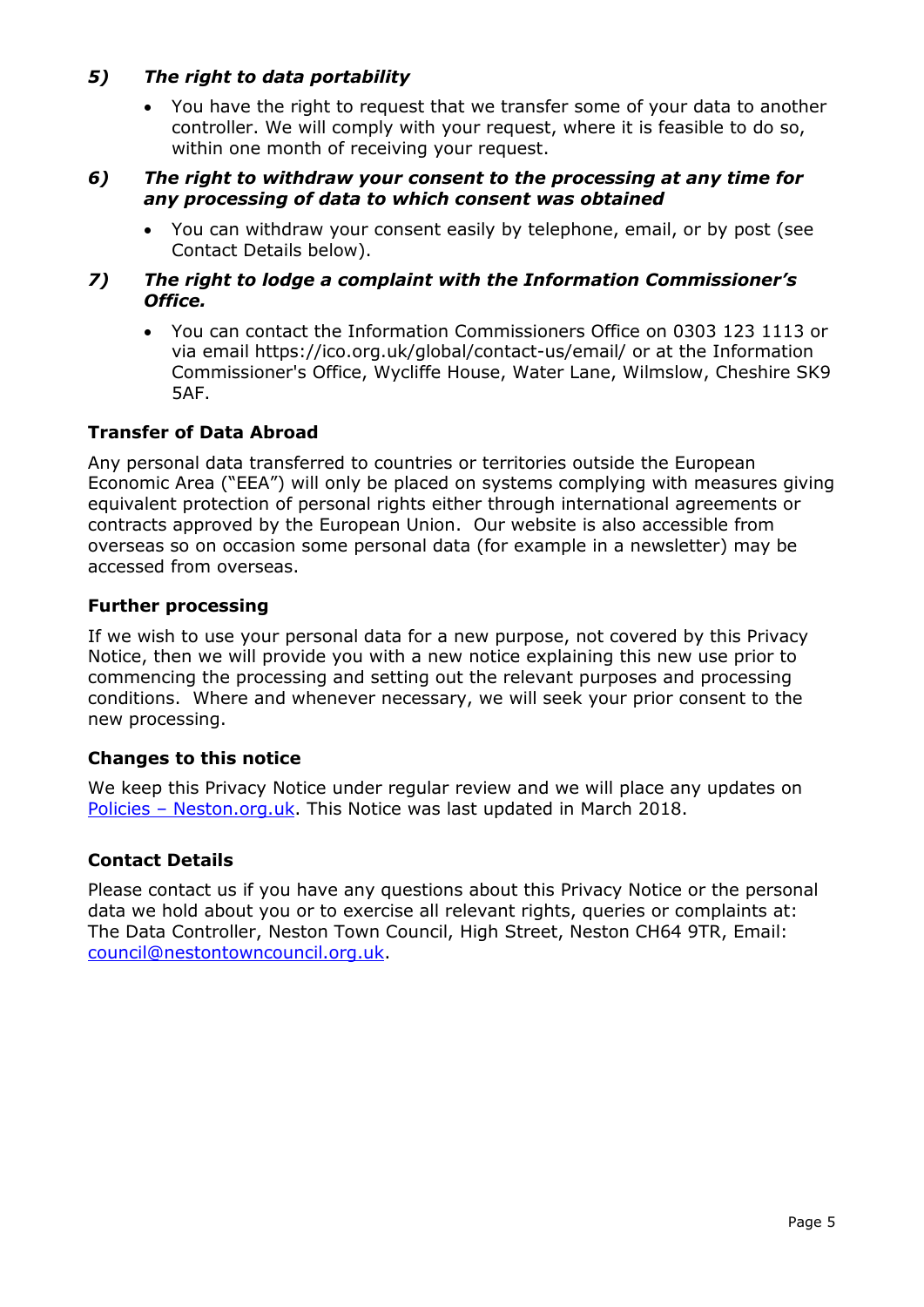### *5) The right to data portability*

- You have the right to request that we transfer some of your data to another controller. We will comply with your request, where it is feasible to do so, within one month of receiving your request.

### *6) The right to withdraw your consent to the processing at any time for any processing of data to which consent was obtained*

- You can withdraw your consent easily by telephone, email, or by post (see Contact Details below).

### *7) The right to lodge a complaint with the Information Commissioner's Office.*

- You can contact the Information Commissioners Office on 0303 123 1113 or via email https://ico.org.uk/global/contact-us/email/ or at the Information Commissioner's Office, Wycliffe House, Water Lane, Wilmslow, Cheshire SK9 5AF.

## Transfer of Data Abroad

Any personal data transferred to countries or territories outside the European Economic Area ("EEA") will only be placed on systems complying with measures giving equivalent protection of personal rights either through international agreements or contracts approved by the European Union. Our website is also accessible from overseas so on occasion some personal data (for example in a newsletter) may be accessed from overseas.

## Further processing

If we wish to use your personal data for a new purpose, not covered by this Privacy Notice, then we will provide you with a new notice explaining this new use prior to commencing the processing and setting out the relevant purposes and processing conditions. Where and whenever necessary, we will seek your prior consent to the new processing.

## Changes to this notice

We keep this Privacy Notice under regular review and we will place any updates on [Policies – Neston.org.uk](Policies – Neston.org.uk). This Notice was last updated in March 2018.

## Contact Details

Please contact us if you have any questions about this Privacy Notice or the personal data we hold about you or to exercise all relevant rights, queries or complaints at: The Data Controller, Neston Town Council, High Street, Neston CH64 9TR, Email: [council@nestontowncouncil.org.uk](mailto:council@nestontowncouncil.org.uk).